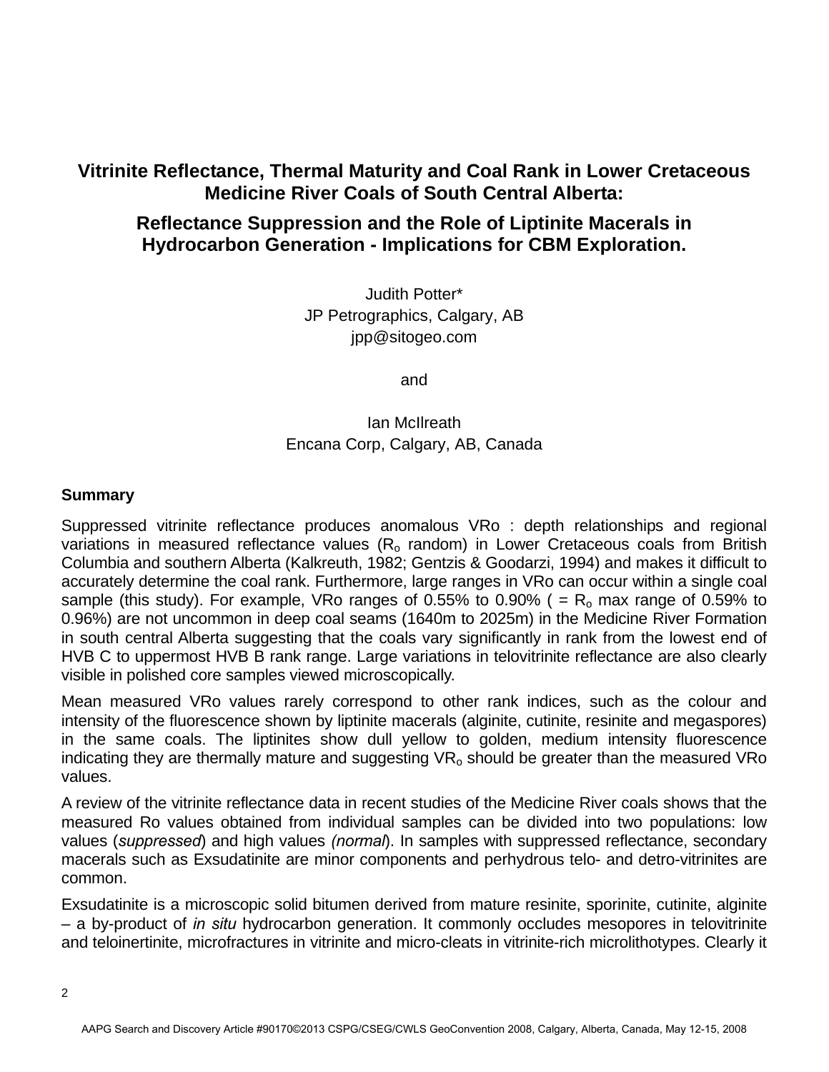# Vitrinite Reflectance, Thermal Maturity and Coal Rank in Lower Cretaceous Medicine River Coals of South Central Alberta:

## Reflectance Suppression and the Role of Liptinite Macerals in Hydrocarbon Generation - Implications for CBM Exploration.

Judith Potter*
JP Petrographics, Calgary, AB
jpp@sitogeo.com

and

Ian McIlreath
Encana Corp, Calgary, AB, Canada

### Summary

Suppressed vitrinite reflectance produces anomalous VRo : depth relationships and regional variations in measured reflectance values ($R_o$ random) in Lower Cretaceous coals from British Columbia and southern Alberta (Kalkreuth, 1982; Gentzis & Goodarzi, 1994) and makes it difficult to accurately determine the coal rank. Furthermore, large ranges in VRo can occur within a single coal sample (this study). For example, VRo ranges of 0.55% to 0.90% ( = $R_o$ max range of 0.59% to 0.96%) are not uncommon in deep coal seams (1640m to 2025m) in the Medicine River Formation in south central Alberta suggesting that the coals vary significantly in rank from the lowest end of HVB C to uppermost HVB B rank range. Large variations in telovitrinite reflectance are also clearly visible in polished core samples viewed microscopically.

Mean measured VRo values rarely correspond to other rank indices, such as the colour and intensity of the fluorescence shown by liptinite macerals (alginite, cutinite, resinite and megaspores) in the same coals. The liptinites show dull yellow to golden, medium intensity fluorescence indicating they are thermally mature and suggesting $VR_o$ should be greater than the measured VRo values.

A review of the vitrinite reflectance data in recent studies of the Medicine River coals shows that the measured Ro values obtained from individual samples can be divided into two populations: low values (*suppressed*) and high values *(normal*). In samples with suppressed reflectance, secondary macerals such as Exsudatinite are minor components and perhydrous telo- and detro-vitrinites are common.

Exsudatinite is a microscopic solid bitumen derived from mature resinite, sporinite, cutinite, alginite – a by-product of *in situ* hydrocarbon generation. It commonly occludes mesopores in telovitrinite and teloinertinite, microfractures in vitrinite and micro-cleats in vitrinite-rich microlithotypes. Clearly it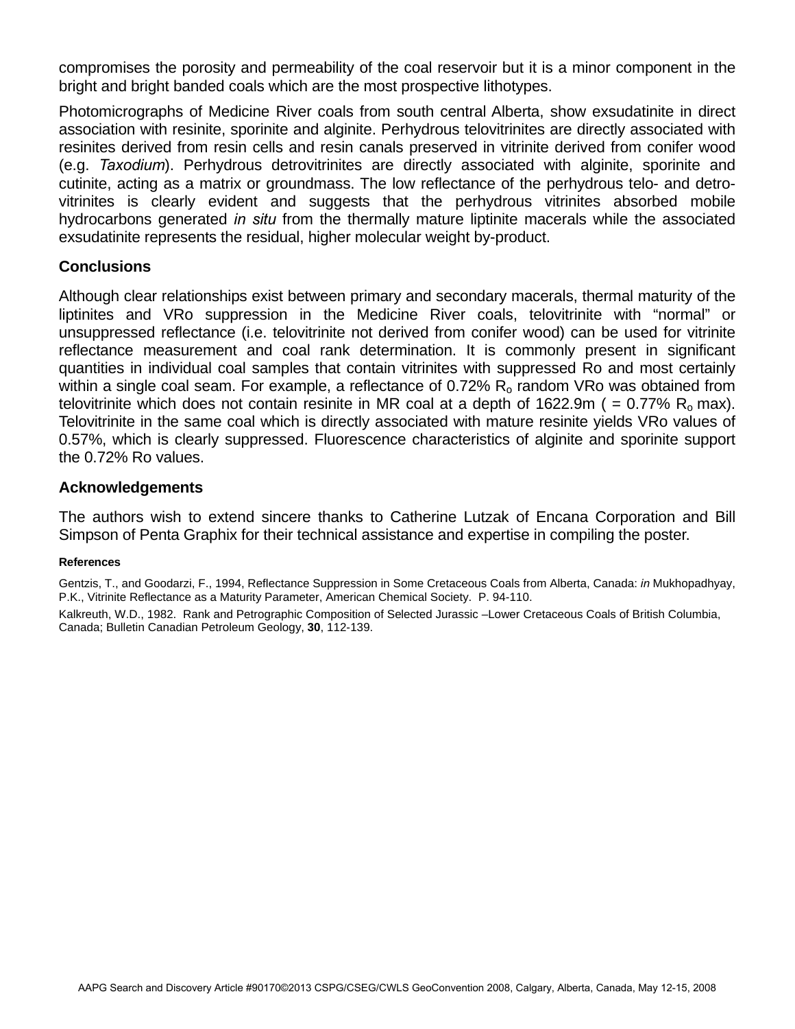compromises the porosity and permeability of the coal reservoir but it is a minor component in the bright and bright banded coals which are the most prospective lithotypes.

Photomicrographs of Medicine River coals from south central Alberta, show exsudatinite in direct association with resinite, sporinite and alginite. Perhydrous telovitrinites are directly associated with resinites derived from resin cells and resin canals preserved in vitrinite derived from conifer wood (e.g. *Taxodium*). Perhydrous detrovitrinites are directly associated with alginite, sporinite and cutinite, acting as a matrix or groundmass. The low reflectance of the perhydrous telo- and detro-vitrinites is clearly evident and suggests that the perhydrous vitrinites absorbed mobile hydrocarbons generated *in situ* from the thermally mature liptinite macerals while the associated exsudatinite represents the residual, higher molecular weight by-product.

## Conclusions

Although clear relationships exist between primary and secondary macerals, thermal maturity of the liptinites and VRo suppression in the Medicine River coals, telovitrinite with "normal" or unsuppressed reflectance (i.e. telovitrinite not derived from conifer wood) can be used for vitrinite reflectance measurement and coal rank determination. It is commonly present in significant quantities in individual coal samples that contain vitrinites with suppressed Ro and most certainly within a single coal seam. For example, a reflectance of 0.72% $R_o$ random VRo was obtained from telovitrinite which does not contain resinite in MR coal at a depth of 1622.9m ( = 0.77% $R_o$ max). Telovitrinite in the same coal which is directly associated with mature resinite yields VRo values of 0.57%, which is clearly suppressed. Fluorescence characteristics of alginite and sporinite support the 0.72% Ro values.

## Acknowledgements

The authors wish to extend sincere thanks to Catherine Lutzak of Encana Corporation and Bill Simpson of Penta Graphix for their technical assistance and expertise in compiling the poster.

#### References

Gentzis, T., and Goodarzi, F., 1994, Reflectance Suppression in Some Cretaceous Coals from Alberta, Canada: *in* Mukhopadhyay, P.K., Vitrinite Reflectance as a Maturity Parameter, American Chemical Society. P. 94-110.

Kalkreuth, W.D., 1982. Rank and Petrographic Composition of Selected Jurassic –Lower Cretaceous Coals of British Columbia, Canada; Bulletin Canadian Petroleum Geology, **30**, 112-139.